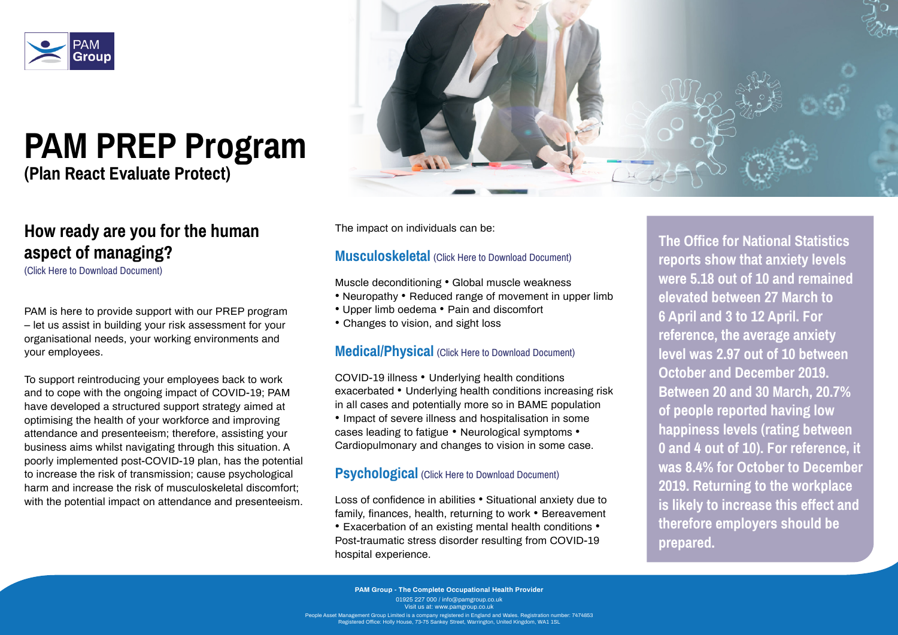PAM Group

# PAM PREP Program

**(Plan React Evaluate Protect)**

## How ready are you for the human aspect of managing?

(Click Here to Download Document)

PAM is here to provide support with our PREP program – let us assist in building your risk assessment for your organisational needs, your working environments and your employees.

To support reintroducing your employees back to work and to cope with the ongoing impact of COVID-19; PAM have developed a structured support strategy aimed at optimising the health of your workforce and improving attendance and presenteeism; therefore, assisting your business aims whilst navigating through this situation. A poorly implemented post-COVID-19 plan, has the potential to increase the risk of transmission; cause psychological harm and increase the risk of musculoskeletal discomfort; with the potential impact on attendance and presenteeism.

The impact on individuals can be:

### Musculoskeletal (Click Here to Download Document)

Muscle deconditioning • Global muscle weakness
• Neuropathy • Reduced range of movement in upper limb
• Upper limb oedema • Pain and discomfort
• Changes to vision, and sight loss

### Medical/Physical (Click Here to Download Document)

COVID-19 illness • Underlying health conditions exacerbated • Underlying health conditions increasing risk in all cases and potentially more so in BAME population
• Impact of severe illness and hospitalisation in some cases leading to fatigue • Neurological symptoms • Cardiopulmonary and changes to vision in some case.

### Psychological (Click Here to Download Document)

Loss of confidence in abilities • Situational anxiety due to family, finances, health, returning to work • Bereavement
• Exacerbation of an existing mental health conditions • Post-traumatic stress disorder resulting from COVID-19 hospital experience.

**The Office for National Statistics reports show that anxiety levels were 5.18 out of 10 and remained elevated between 27 March to 6 April and 3 to 12 April. For reference, the average anxiety level was 2.97 out of 10 between October and December 2019. Between 20 and 30 March, 20.7% of people reported having low happiness levels (rating between 0 and 4 out of 10). For reference, it was 8.4% for October to December 2019. Returning to the workplace is likely to increase this effect and therefore employers should be prepared.**

**PAM Group - The Complete Occupational Health Provider**

01925 227 000 / info@pamgroup.co.uk
Visit us at: www.pamgroup.co.uk

People Asset Management Group Limited is a company registered in England and Wales. Registration number: 7474853
Registered Office: Holly House, 73-75 Sankey Street, Warrington, United Kingdom, WA1 1SL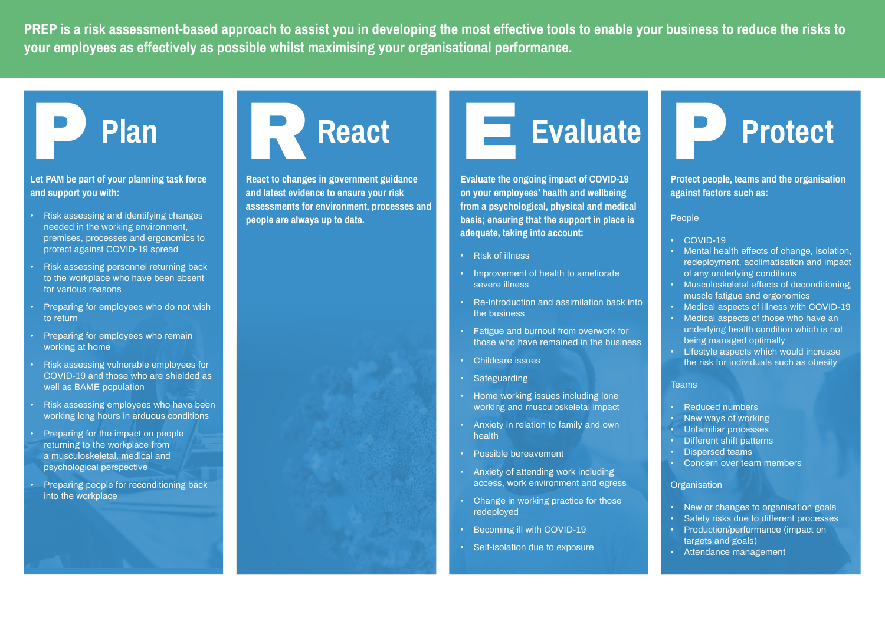**PREP is a risk assessment-based approach to assist you in developing the most effective tools to enable your business to reduce the risks to your employees as effectively as possible whilst maximising your organisational performance.**

## P Plan

**Let PAM be part of your planning task force and support you with:**

- Risk assessing and identifying changes needed in the working environment, premises, processes and ergonomics to protect against COVID-19 spread
- Risk assessing personnel returning back to the workplace who have been absent for various reasons
- Preparing for employees who do not wish to return
- Preparing for employees who remain working at home
- Risk assessing vulnerable employees for COVID-19 and those who are shielded as well as BAME population
- Risk assessing employees who have been working long hours in arduous conditions
- Preparing for the impact on people returning to the workplace from a musculoskeletal, medical and psychological perspective
- Preparing people for reconditioning back into the workplace

## R React

**React to changes in government guidance and latest evidence to ensure your risk assessments for environment, processes and people are always up to date.**

## E Evaluate

**Evaluate the ongoing impact of COVID-19 on your employees' health and wellbeing from a psychological, physical and medical basis; ensuring that the support in place is adequate, taking into account:**

- Risk of illness
- Improvement of health to ameliorate severe illness
- Re-introduction and assimilation back into the business
- Fatigue and burnout from overwork for those who have remained in the business
- Childcare issues
- Safeguarding
- Home working issues including lone working and musculoskeletal impact
- Anxiety in relation to family and own health
- Possible bereavement
- Anxiety of attending work including access, work environment and egress
- Change in working practice for those redeployed
- Becoming ill with COVID-19
- Self-isolation due to exposure

## P Protect

**Protect people, teams and the organisation against factors such as:**

People

- COVID-19
- Mental health effects of change, isolation, redeployment, acclimatisation and impact of any underlying conditions
- Musculoskeletal effects of deconditioning, muscle fatigue and ergonomics
- Medical aspects of illness with COVID-19
- Medical aspects of those who have an underlying health condition which is not being managed optimally
- Lifestyle aspects which would increase the risk for individuals such as obesity

Teams

- Reduced numbers
- New ways of working
- Unfamiliar processes
- Different shift patterns
- Dispersed teams
- Concern over team members

Organisation

- New or changes to organisation goals
- Safety risks due to different processes
- Production/performance (impact on targets and goals)
- Attendance management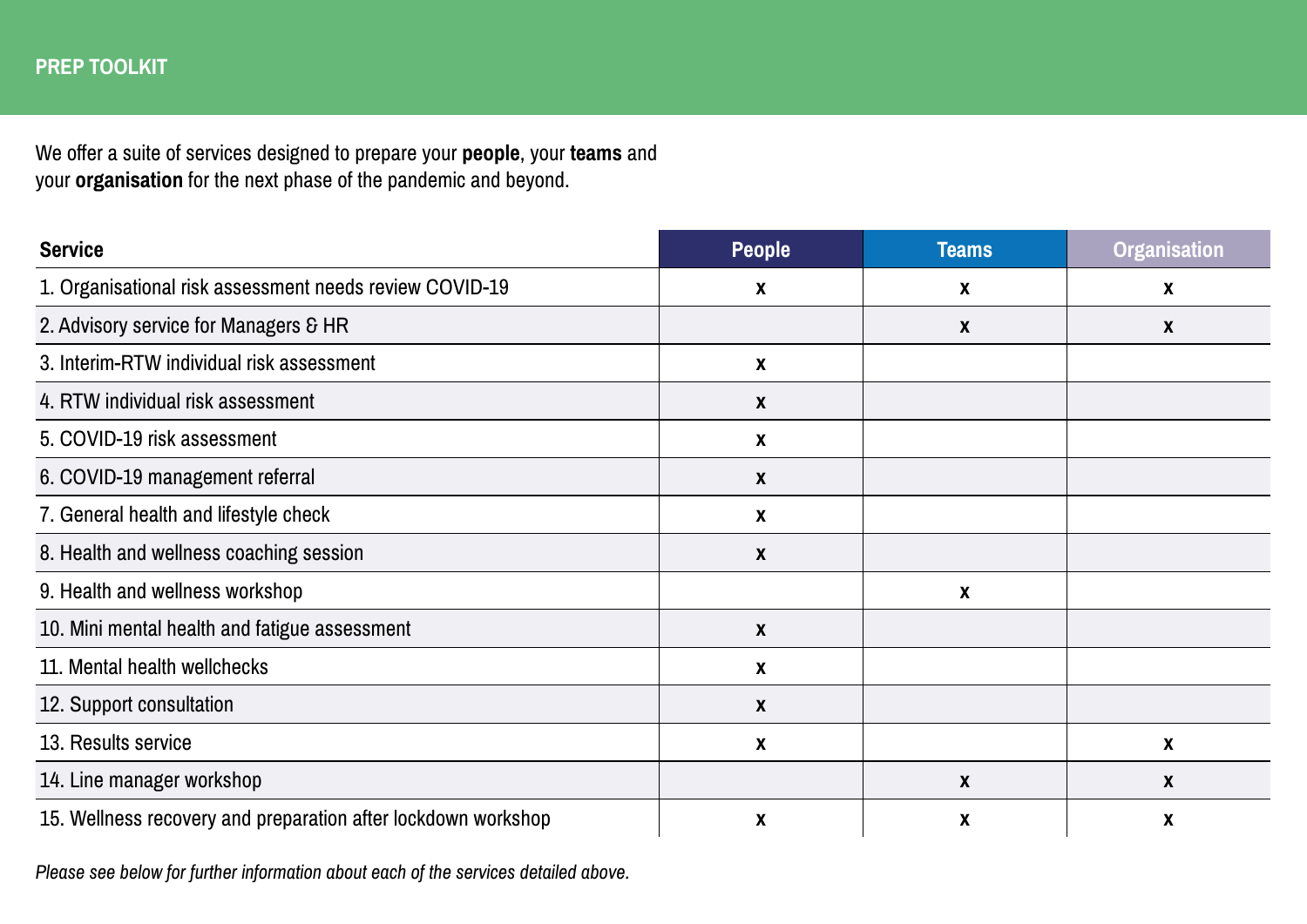# PREP TOOLKIT

We offer a suite of services designed to prepare your **people**, your **teams** and your **organisation** for the next phase of the pandemic and beyond.

| Service | People | Teams | Organisation |
|---|---|---|---|
| 1. Organisational risk assessment needs review COVID-19 | x | x | x |
| 2. Advisory service for Managers & HR | | x | x |
| 3. Interim-RTW individual risk assessment | x | | |
| 4. RTW individual risk assessment | x | | |
| 5. COVID-19 risk assessment | x | | |
| 6. COVID-19 management referral | x | | |
| 7. General health and lifestyle check | x | | |
| 8. Health and wellness coaching session | x | | |
| 9. Health and wellness workshop | | x | |
| 10. Mini mental health and fatigue assessment | x | | |
| 11. Mental health wellchecks | x | | |
| 12. Support consultation | x | | |
| 13. Results service | x | | x |
| 14. Line manager workshop | | x | x |
| 15. Wellness recovery and preparation after lockdown workshop | x | x | x |

*Please see below for further information about each of the services detailed above.*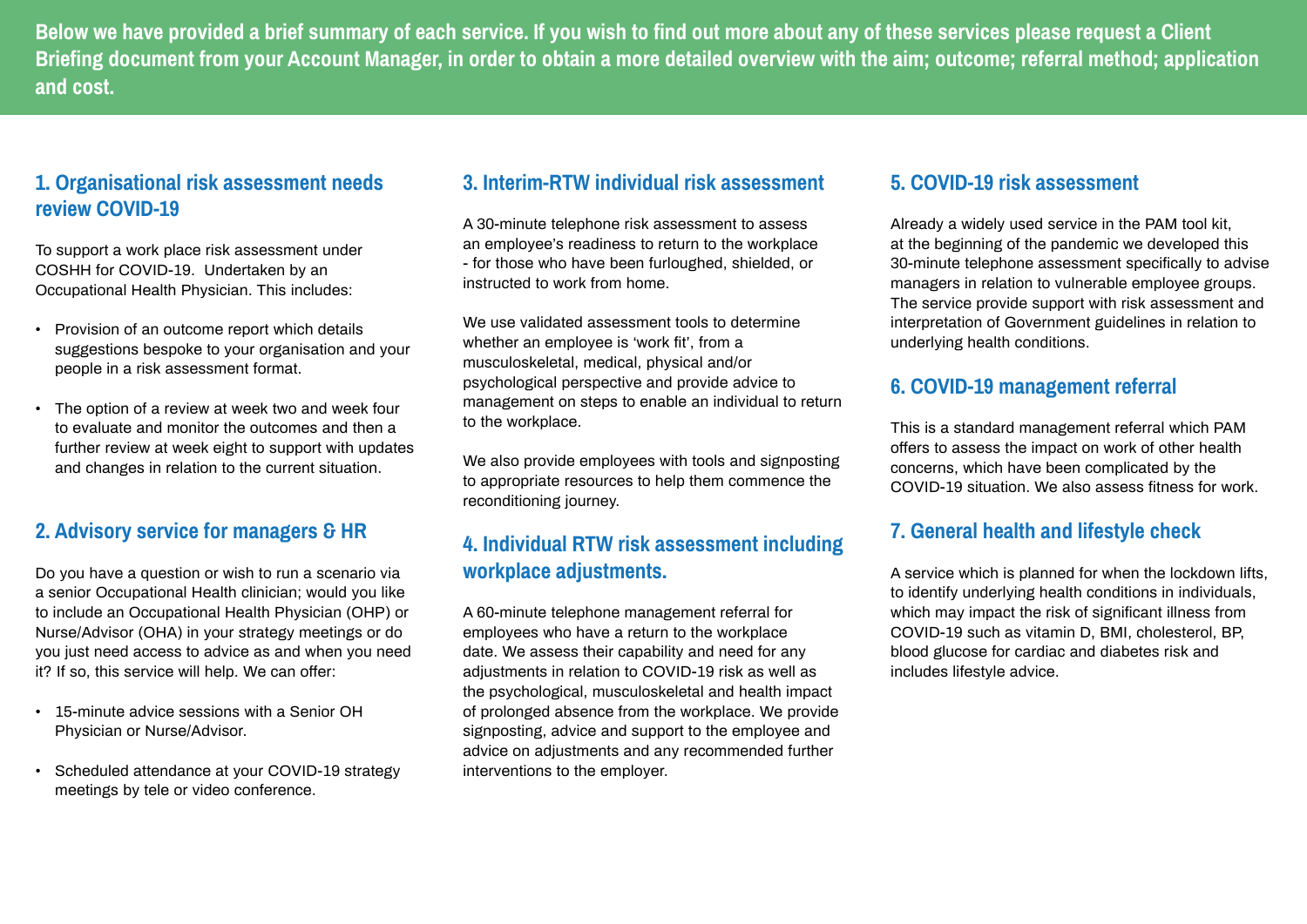**Below we have provided a brief summary of each service. If you wish to find out more about any of these services please request a Client Briefing document from your Account Manager, in order to obtain a more detailed overview with the aim; outcome; referral method; application and cost.**

## 1. Organisational risk assessment needs review COVID-19

To support a work place risk assessment under COSHH for COVID-19. Undertaken by an Occupational Health Physician. This includes:

- Provision of an outcome report which details suggestions bespoke to your organisation and your people in a risk assessment format.
- The option of a review at week two and week four to evaluate and monitor the outcomes and then a further review at week eight to support with updates and changes in relation to the current situation.

## 2. Advisory service for managers & HR

Do you have a question or wish to run a scenario via a senior Occupational Health clinician; would you like to include an Occupational Health Physician (OHP) or Nurse/Advisor (OHA) in your strategy meetings or do you just need access to advice as and when you need it? If so, this service will help. We can offer:

- 15-minute advice sessions with a Senior OH Physician or Nurse/Advisor.
- Scheduled attendance at your COVID-19 strategy meetings by tele or video conference.

## 3. Interim-RTW individual risk assessment

A 30-minute telephone risk assessment to assess an employee's readiness to return to the workplace - for those who have been furloughed, shielded, or instructed to work from home.

We use validated assessment tools to determine whether an employee is 'work fit', from a musculoskeletal, medical, physical and/or psychological perspective and provide advice to management on steps to enable an individual to return to the workplace.

We also provide employees with tools and signposting to appropriate resources to help them commence the reconditioning journey.

## 4. Individual RTW risk assessment including workplace adjustments.

A 60-minute telephone management referral for employees who have a return to the workplace date. We assess their capability and need for any adjustments in relation to COVID-19 risk as well as the psychological, musculoskeletal and health impact of prolonged absence from the workplace. We provide signposting, advice and support to the employee and advice on adjustments and any recommended further interventions to the employer.

## 5. COVID-19 risk assessment

Already a widely used service in the PAM tool kit, at the beginning of the pandemic we developed this 30-minute telephone assessment specifically to advise managers in relation to vulnerable employee groups. The service provide support with risk assessment and interpretation of Government guidelines in relation to underlying health conditions.

## 6. COVID-19 management referral

This is a standard management referral which PAM offers to assess the impact on work of other health concerns, which have been complicated by the COVID-19 situation. We also assess fitness for work.

## 7. General health and lifestyle check

A service which is planned for when the lockdown lifts, to identify underlying health conditions in individuals, which may impact the risk of significant illness from COVID-19 such as vitamin D, BMI, cholesterol, BP, blood glucose for cardiac and diabetes risk and includes lifestyle advice.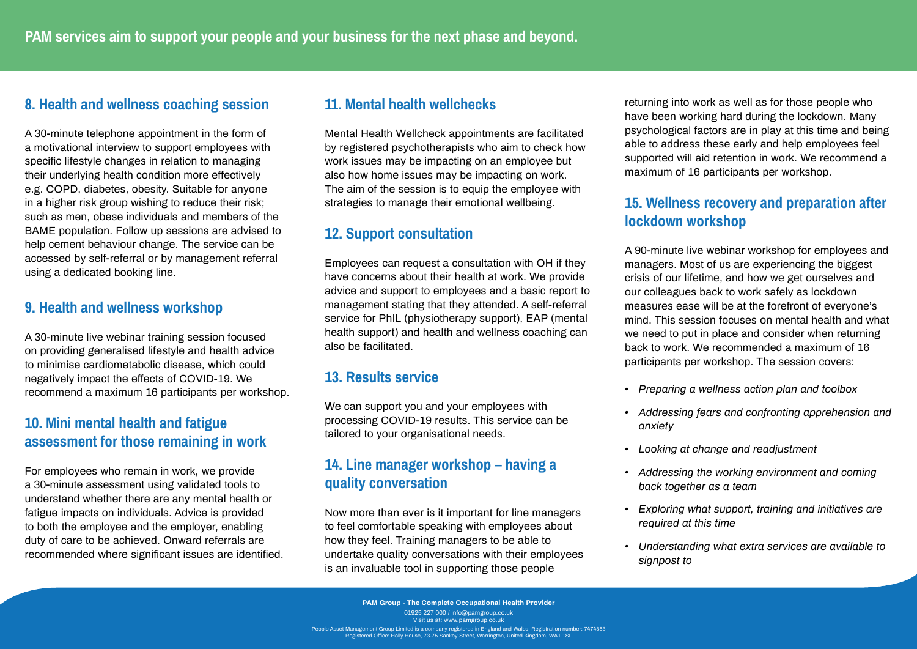**PAM services aim to support your people and your business for the next phase and beyond.**

## 8. Health and wellness coaching session

A 30-minute telephone appointment in the form of a motivational interview to support employees with specific lifestyle changes in relation to managing their underlying health condition more effectively e.g. COPD, diabetes, obesity. Suitable for anyone in a higher risk group wishing to reduce their risk; such as men, obese individuals and members of the BAME population. Follow up sessions are advised to help cement behaviour change. The service can be accessed by self-referral or by management referral using a dedicated booking line.

## 9. Health and wellness workshop

A 30-minute live webinar training session focused on providing generalised lifestyle and health advice to minimise cardiometabolic disease, which could negatively impact the effects of COVID-19. We recommend a maximum 16 participants per workshop.

## 10. Mini mental health and fatigue assessment for those remaining in work

For employees who remain in work, we provide a 30-minute assessment using validated tools to understand whether there are any mental health or fatigue impacts on individuals. Advice is provided to both the employee and the employer, enabling duty of care to be achieved. Onward referrals are recommended where significant issues are identified.

## 11. Mental health wellchecks

Mental Health Wellcheck appointments are facilitated by registered psychotherapists who aim to check how work issues may be impacting on an employee but also how home issues may be impacting on work. The aim of the session is to equip the employee with strategies to manage their emotional wellbeing.

## 12. Support consultation

Employees can request a consultation with OH if they have concerns about their health at work. We provide advice and support to employees and a basic report to management stating that they attended. A self-referral service for PhIL (physiotherapy support), EAP (mental health support) and health and wellness coaching can also be facilitated.

## 13. Results service

We can support you and your employees with processing COVID-19 results. This service can be tailored to your organisational needs.

## 14. Line manager workshop – having a quality conversation

Now more than ever is it important for line managers to feel comfortable speaking with employees about how they feel. Training managers to be able to undertake quality conversations with their employees is an invaluable tool in supporting those people returning into work as well as for those people who have been working hard during the lockdown. Many psychological factors are in play at this time and being able to address these early and help employees feel supported will aid retention in work. We recommend a maximum of 16 participants per workshop.

## 15. Wellness recovery and preparation after lockdown workshop

A 90-minute live webinar workshop for employees and managers. Most of us are experiencing the biggest crisis of our lifetime, and how we get ourselves and our colleagues back to work safely as lockdown measures ease will be at the forefront of everyone's mind. This session focuses on mental health and what we need to put in place and consider when returning back to work. We recommended a maximum of 16 participants per workshop. The session covers:

- *Preparing a wellness action plan and toolbox*
- *Addressing fears and confronting apprehension and anxiety*
- *Looking at change and readjustment*
- *Addressing the working environment and coming back together as a team*
- *Exploring what support, training and initiatives are required at this time*
- *Understanding what extra services are available to signpost to*

**PAM Group - The Complete Occupational Health Provider**

01925 227 000 / info@pamgroup.co.uk
Visit us at: www.pamgroup.co.uk

People Asset Management Group Limited is a company registered in England and Wales. Registration number: 7474853
Registered Office: Holly House, 73-75 Sankey Street, Warrington, United Kingdom, WA1 1SL